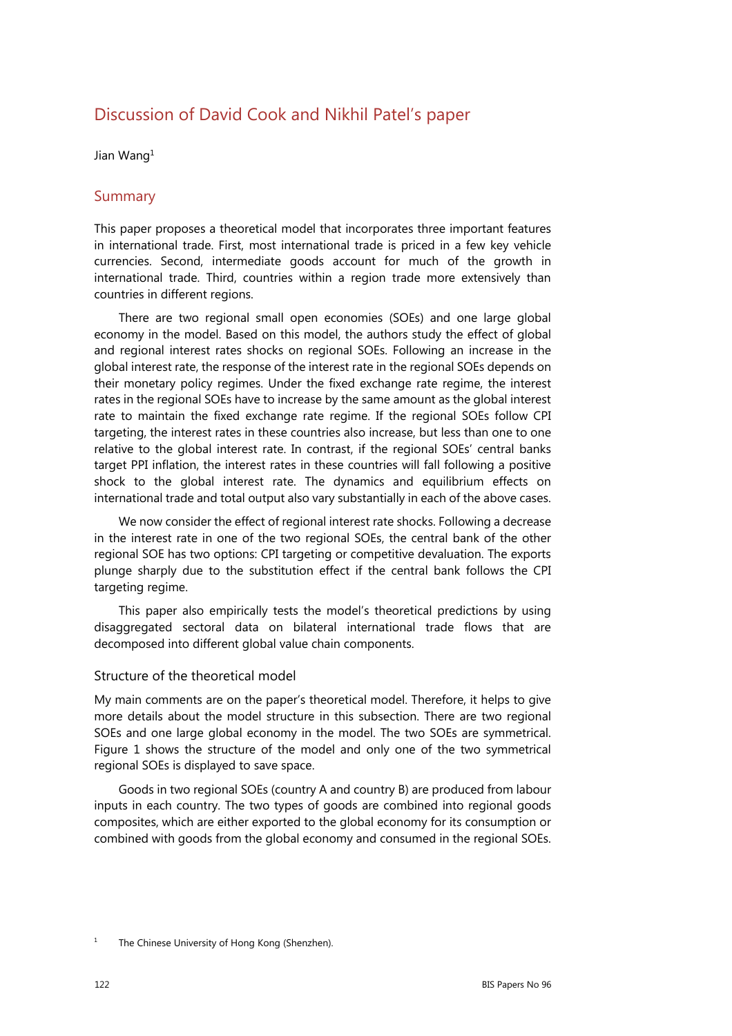# Discussion of David Cook and Nikhil Patel's paper

Jian Wang[1]

## Summary

This paper proposes a theoretical model that incorporates three important features in international trade. First, most international trade is priced in a few key vehicle currencies. Second, intermediate goods account for much of the growth in international trade. Third, countries within a region trade more extensively than countries in different regions.

There are two regional small open economies (SOEs) and one large global economy in the model. Based on this model, the authors study the effect of global and regional interest rates shocks on regional SOEs. Following an increase in the global interest rate, the response of the interest rate in the regional SOEs depends on their monetary policy regimes. Under the fixed exchange rate regime, the interest rates in the regional SOEs have to increase by the same amount as the global interest rate to maintain the fixed exchange rate regime. If the regional SOEs follow CPI targeting, the interest rates in these countries also increase, but less than one to one relative to the global interest rate. In contrast, if the regional SOEs' central banks target PPI inflation, the interest rates in these countries will fall following a positive shock to the global interest rate. The dynamics and equilibrium effects on international trade and total output also vary substantially in each of the above cases.

We now consider the effect of regional interest rate shocks. Following a decrease in the interest rate in one of the two regional SOEs, the central bank of the other regional SOE has two options: CPI targeting or competitive devaluation. The exports plunge sharply due to the substitution effect if the central bank follows the CPI targeting regime.

This paper also empirically tests the model's theoretical predictions by using disaggregated sectoral data on bilateral international trade flows that are decomposed into different global value chain components.

### Structure of the theoretical model

My main comments are on the paper's theoretical model. Therefore, it helps to give more details about the model structure in this subsection. There are two regional SOEs and one large global economy in the model. The two SOEs are symmetrical. Figure 1 shows the structure of the model and only one of the two symmetrical regional SOEs is displayed to save space.

Goods in two regional SOEs (country A and country B) are produced from labour inputs in each country. The two types of goods are combined into regional goods composites, which are either exported to the global economy for its consumption or combined with goods from the global economy and consumed in the regional SOEs.

[1] The Chinese University of Hong Kong (Shenzhen).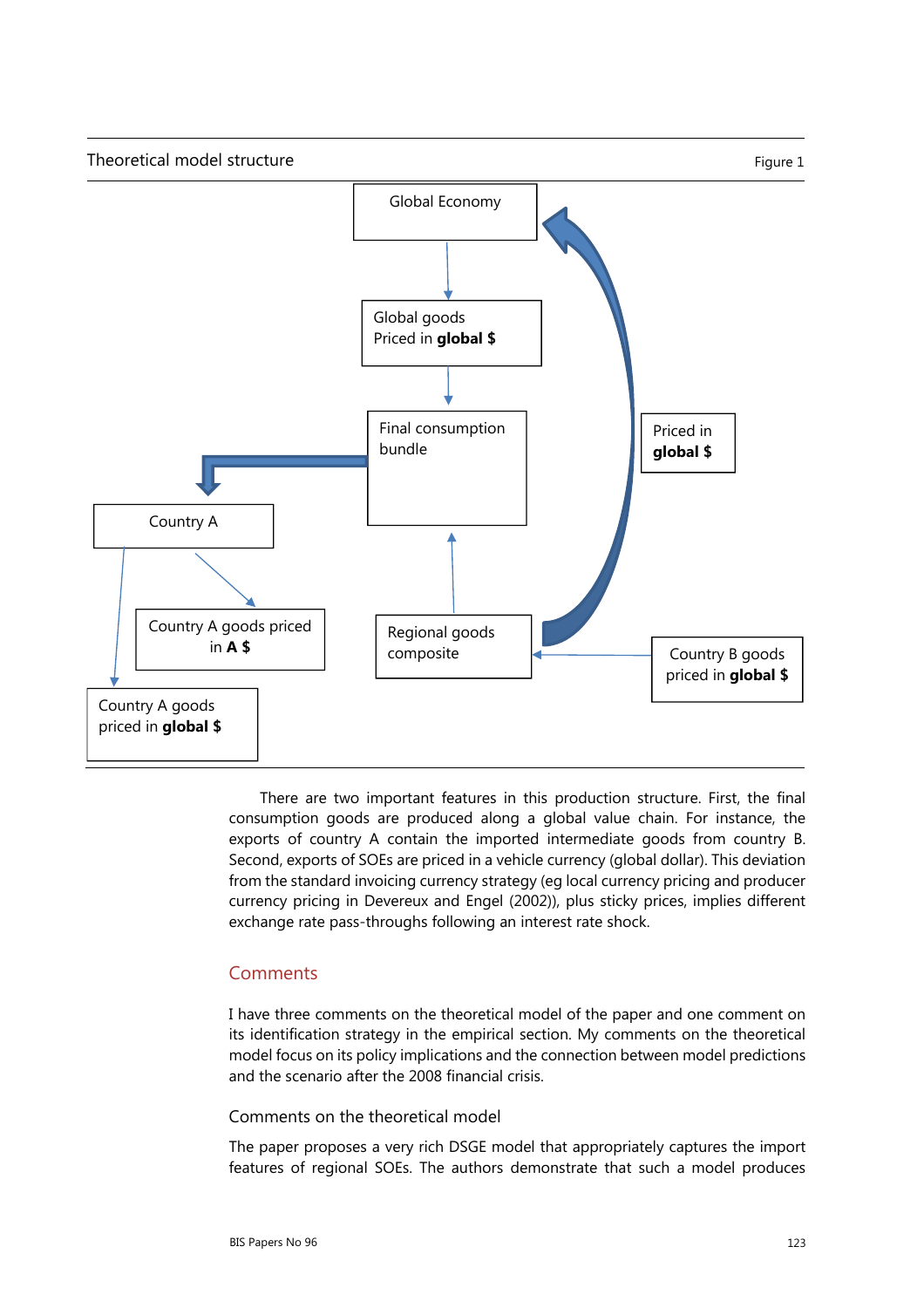Theoretical model structure — Figure 1

Global Economy

Global goods Priced in **global $**

Final consumption bundle

Priced in **global $**

Country A

Country A goods priced in **A $**

Regional goods composite

Country B goods priced in **global $**

Country A goods priced in **global $**

There are two important features in this production structure. First, the final consumption goods are produced along a global value chain. For instance, the exports of country A contain the imported intermediate goods from country B. Second, exports of SOEs are priced in a vehicle currency (global dollar). This deviation from the standard invoicing currency strategy (eg local currency pricing and producer currency pricing in Devereux and Engel (2002)), plus sticky prices, implies different exchange rate pass-throughs following an interest rate shock.

## Comments

I have three comments on the theoretical model of the paper and one comment on its identification strategy in the empirical section. My comments on the theoretical model focus on its policy implications and the connection between model predictions and the scenario after the 2008 financial crisis.

### Comments on the theoretical model

The paper proposes a very rich DSGE model that appropriately captures the import features of regional SOEs. The authors demonstrate that such a model produces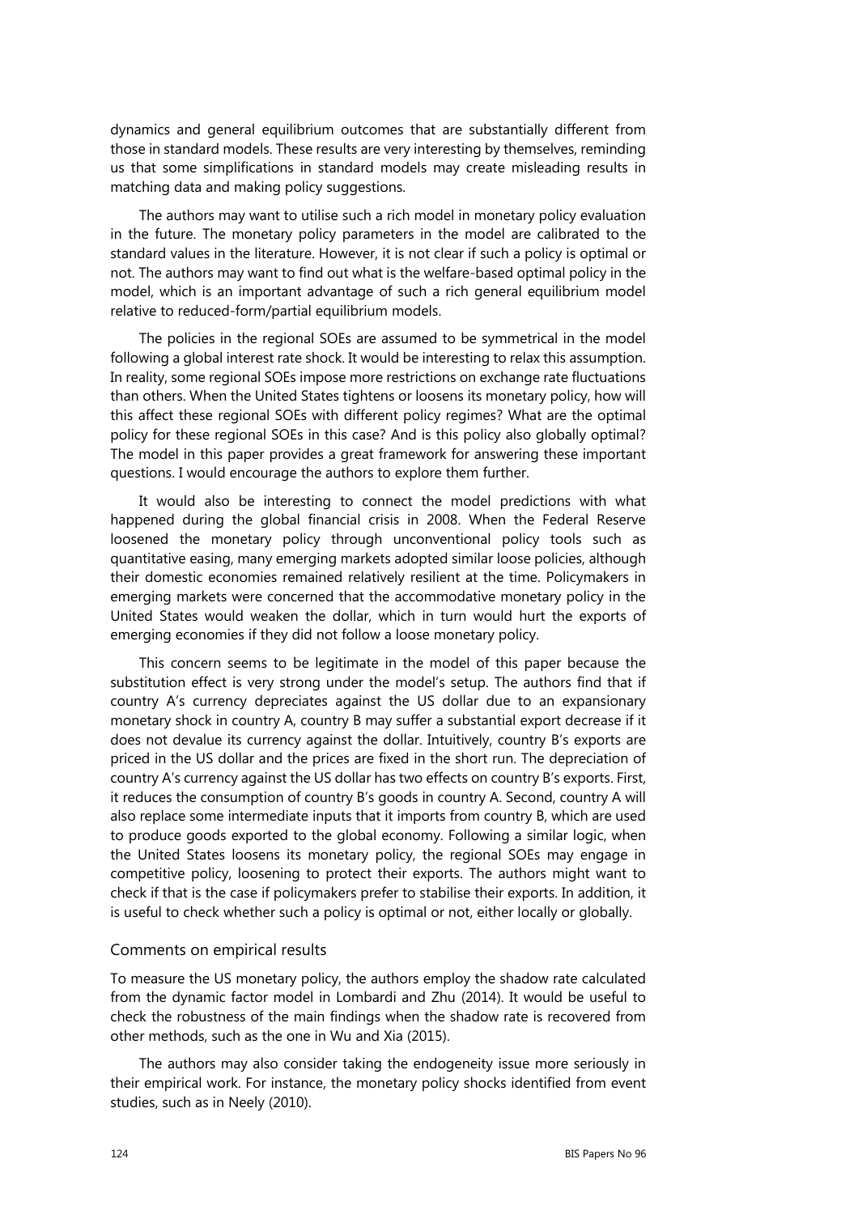dynamics and general equilibrium outcomes that are substantially different from those in standard models. These results are very interesting by themselves, reminding us that some simplifications in standard models may create misleading results in matching data and making policy suggestions.

The authors may want to utilise such a rich model in monetary policy evaluation in the future. The monetary policy parameters in the model are calibrated to the standard values in the literature. However, it is not clear if such a policy is optimal or not. The authors may want to find out what is the welfare-based optimal policy in the model, which is an important advantage of such a rich general equilibrium model relative to reduced-form/partial equilibrium models.

The policies in the regional SOEs are assumed to be symmetrical in the model following a global interest rate shock. It would be interesting to relax this assumption. In reality, some regional SOEs impose more restrictions on exchange rate fluctuations than others. When the United States tightens or loosens its monetary policy, how will this affect these regional SOEs with different policy regimes? What are the optimal policy for these regional SOEs in this case? And is this policy also globally optimal? The model in this paper provides a great framework for answering these important questions. I would encourage the authors to explore them further.

It would also be interesting to connect the model predictions with what happened during the global financial crisis in 2008. When the Federal Reserve loosened the monetary policy through unconventional policy tools such as quantitative easing, many emerging markets adopted similar loose policies, although their domestic economies remained relatively resilient at the time. Policymakers in emerging markets were concerned that the accommodative monetary policy in the United States would weaken the dollar, which in turn would hurt the exports of emerging economies if they did not follow a loose monetary policy.

This concern seems to be legitimate in the model of this paper because the substitution effect is very strong under the model's setup. The authors find that if country A's currency depreciates against the US dollar due to an expansionary monetary shock in country A, country B may suffer a substantial export decrease if it does not devalue its currency against the dollar. Intuitively, country B's exports are priced in the US dollar and the prices are fixed in the short run. The depreciation of country A's currency against the US dollar has two effects on country B's exports. First, it reduces the consumption of country B's goods in country A. Second, country A will also replace some intermediate inputs that it imports from country B, which are used to produce goods exported to the global economy. Following a similar logic, when the United States loosens its monetary policy, the regional SOEs may engage in competitive policy, loosening to protect their exports. The authors might want to check if that is the case if policymakers prefer to stabilise their exports. In addition, it is useful to check whether such a policy is optimal or not, either locally or globally.

## Comments on empirical results

To measure the US monetary policy, the authors employ the shadow rate calculated from the dynamic factor model in Lombardi and Zhu (2014). It would be useful to check the robustness of the main findings when the shadow rate is recovered from other methods, such as the one in Wu and Xia (2015).

The authors may also consider taking the endogeneity issue more seriously in their empirical work. For instance, the monetary policy shocks identified from event studies, such as in Neely (2010).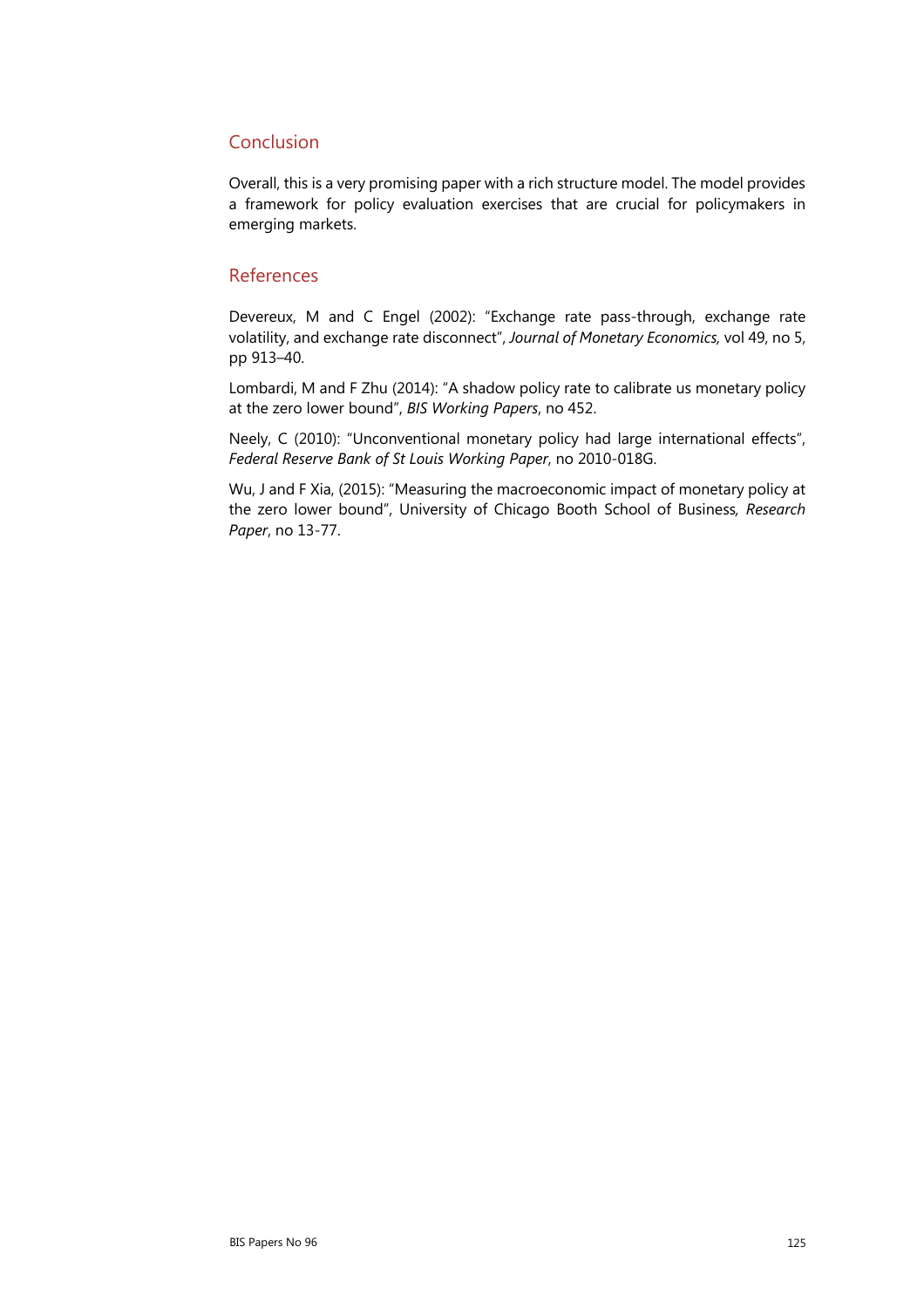## Conclusion

Overall, this is a very promising paper with a rich structure model. The model provides a framework for policy evaluation exercises that are crucial for policymakers in emerging markets.

## References

Devereux, M and C Engel (2002): "Exchange rate pass-through, exchange rate volatility, and exchange rate disconnect", *Journal of Monetary Economics,* vol 49, no 5, pp 913–40.

Lombardi, M and F Zhu (2014): "A shadow policy rate to calibrate us monetary policy at the zero lower bound", *BIS Working Papers*, no 452.

Neely, C (2010): "Unconventional monetary policy had large international effects", *Federal Reserve Bank of St Louis Working Paper*, no 2010-018G.

Wu, J and F Xia, (2015): "Measuring the macroeconomic impact of monetary policy at the zero lower bound", University of Chicago Booth School of Business*, Research Paper*, no 13-77.